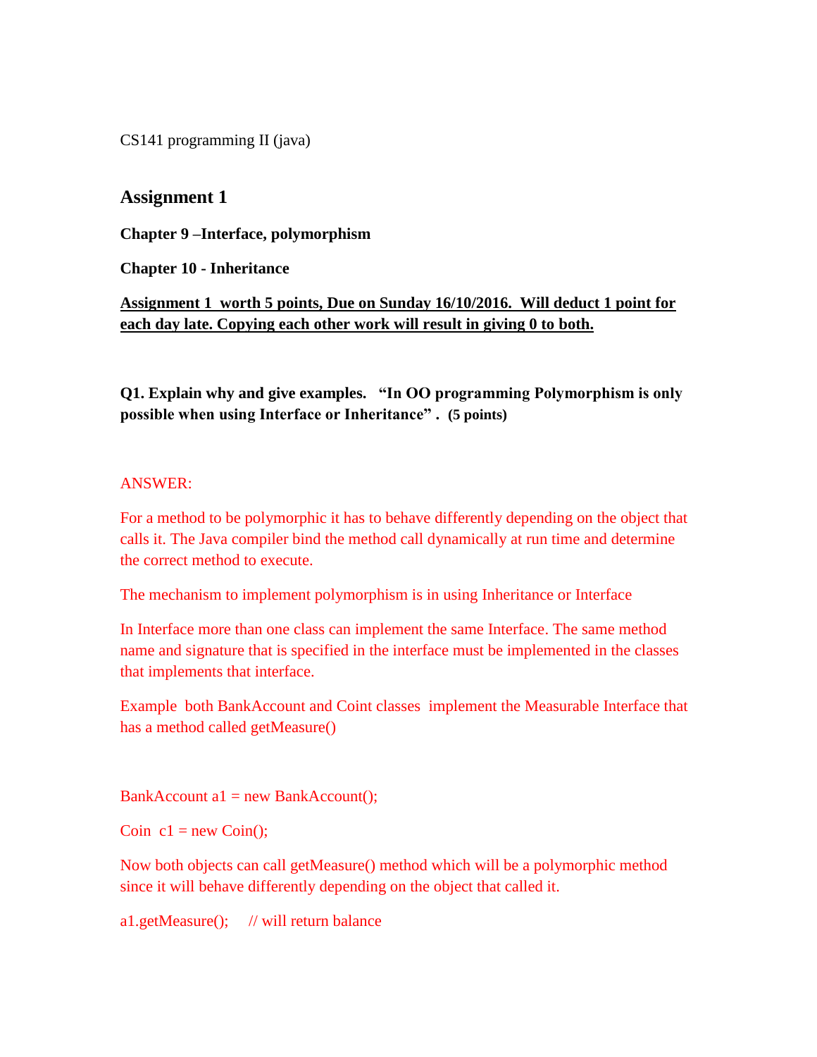CS141 programming II (java)

## Assignment 1

**Chapter 9 –Interface, polymorphism**

**Chapter 10 - Inheritance**

**<u>Assignment 1 worth 5 points, Due on Sunday 16/10/2016. Will deduct 1 point for each day late. Copying each other work will result in giving 0 to both.</u>**

**Q1. Explain why and give examples. "In OO programming Polymorphism is only possible when using Interface or Inheritance" . (5 points)**

ANSWER:

For a method to be polymorphic it has to behave differently depending on the object that calls it. The Java compiler bind the method call dynamically at run time and determine the correct method to execute.

The mechanism to implement polymorphism is in using Inheritance or Interface

In Interface more than one class can implement the same Interface. The same method name and signature that is specified in the interface must be implemented in the classes that implements that interface.

Example both BankAccount and Coint classes implement the Measurable Interface that has a method called getMeasure()

```
BankAccount a1 = new BankAccount();

Coin  c1 = new Coin();
```

Now both objects can call getMeasure() method which will be a polymorphic method since it will behave differently depending on the object that called it.

```
a1.getMeasure();     // will return balance
```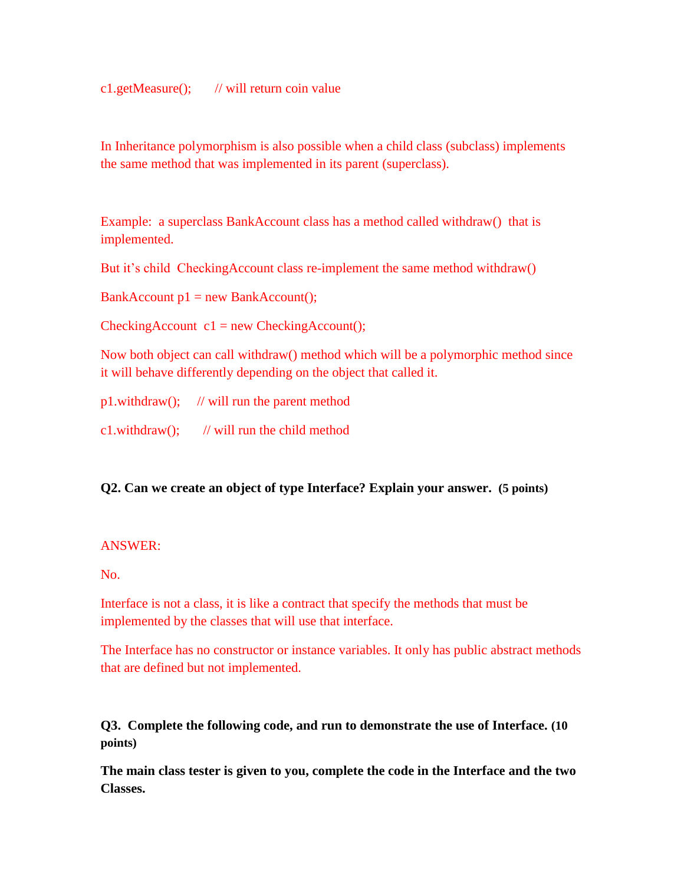c1.getMeasure();   // will return coin value

In Inheritance polymorphism is also possible when a child class (subclass) implements the same method that was implemented in its parent (superclass).

Example: a superclass BankAccount class has a method called withdraw() that is implemented.

But it's child CheckingAccount class re-implement the same method withdraw()

BankAccount p1 = new BankAccount();

CheckingAccount c1 = new CheckingAccount();

Now both object can call withdraw() method which will be a polymorphic method since it will behave differently depending on the object that called it.

p1.withdraw();   // will run the parent method

c1.withdraw();   // will run the child method

**Q2. Can we create an object of type Interface? Explain your answer. (5 points)**

ANSWER:

No.

Interface is not a class, it is like a contract that specify the methods that must be implemented by the classes that will use that interface.

The Interface has no constructor or instance variables. It only has public abstract methods that are defined but not implemented.

**Q3. Complete the following code, and run to demonstrate the use of Interface. (10 points)**

**The main class tester is given to you, complete the code in the Interface and the two Classes.**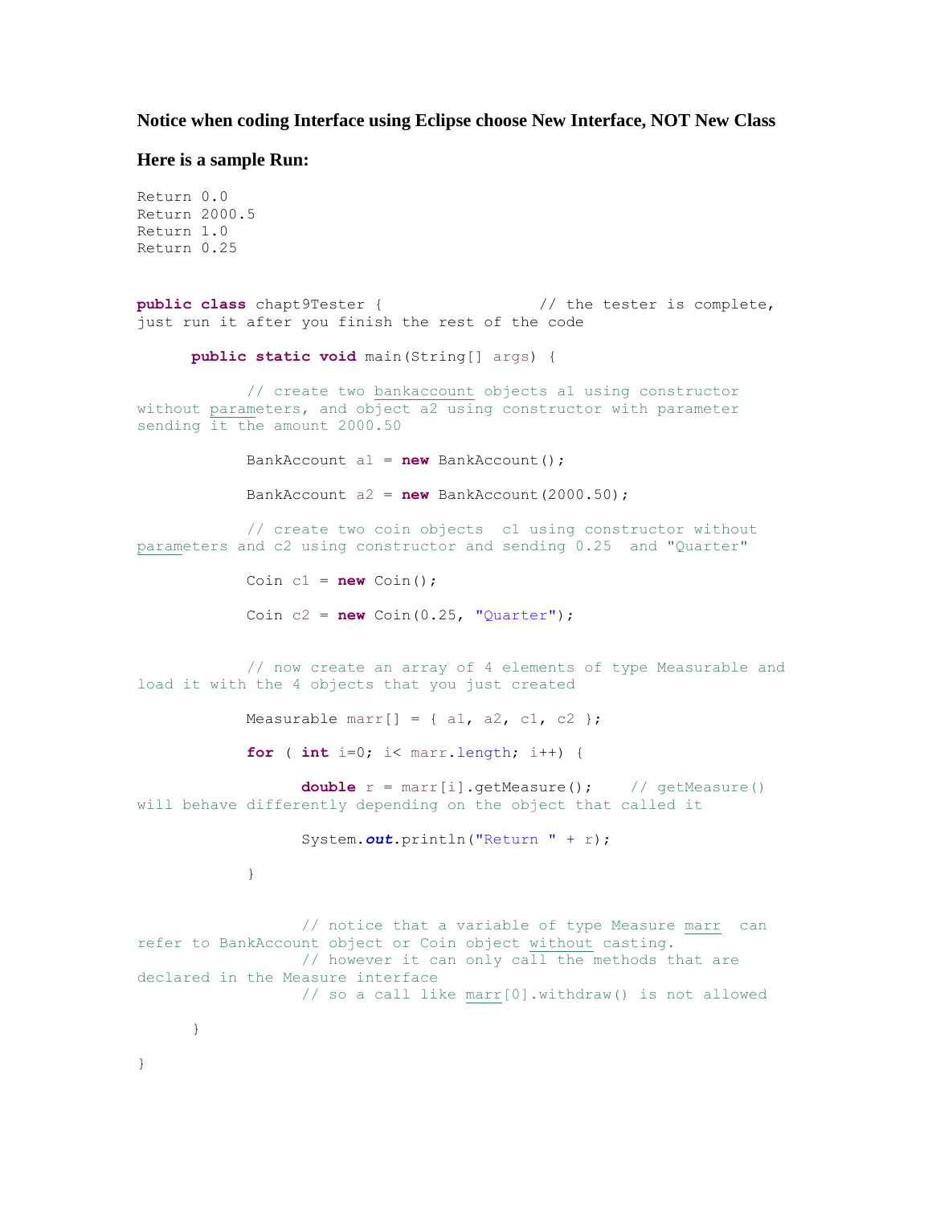**Notice when coding Interface using Eclipse choose New Interface, NOT New Class**

**Here is a sample Run:**

```
Return 0.0
Return 2000.5
Return 1.0
Return 0.25
```

```
public class chapt9Tester {                    // the tester is complete, just run it after you finish the rest of the code

      public static void main(String[] args) {

            // create two bankaccount objects a1 using constructor without parameters, and object a2 using constructor with parameter sending it the amount 2000.50

            BankAccount a1 = new BankAccount();

            BankAccount a2 = new BankAccount(2000.50);

            // create two coin objects  c1 using constructor without parameters and c2 using constructor and sending 0.25  and "Quarter"

            Coin c1 = new Coin();

            Coin c2 = new Coin(0.25, "Quarter");


            // now create an array of 4 elements of type Measurable and load it with the 4 objects that you just created

            Measurable marr[] = { a1, a2, c1, c2 };

            for ( int i=0; i< marr.length; i++) {

                  double r = marr[i].getMeasure();    // getMeasure() will behave differently depending on the object that called it

                  System.out.println("Return " + r);

            }


                  // notice that a variable of type Measure marr  can refer to BankAccount object or Coin object without casting.
                  // however it can only call the methods that are declared in the Measure interface
                  // so a call like marr[0].withdraw() is not allowed

      }

}
```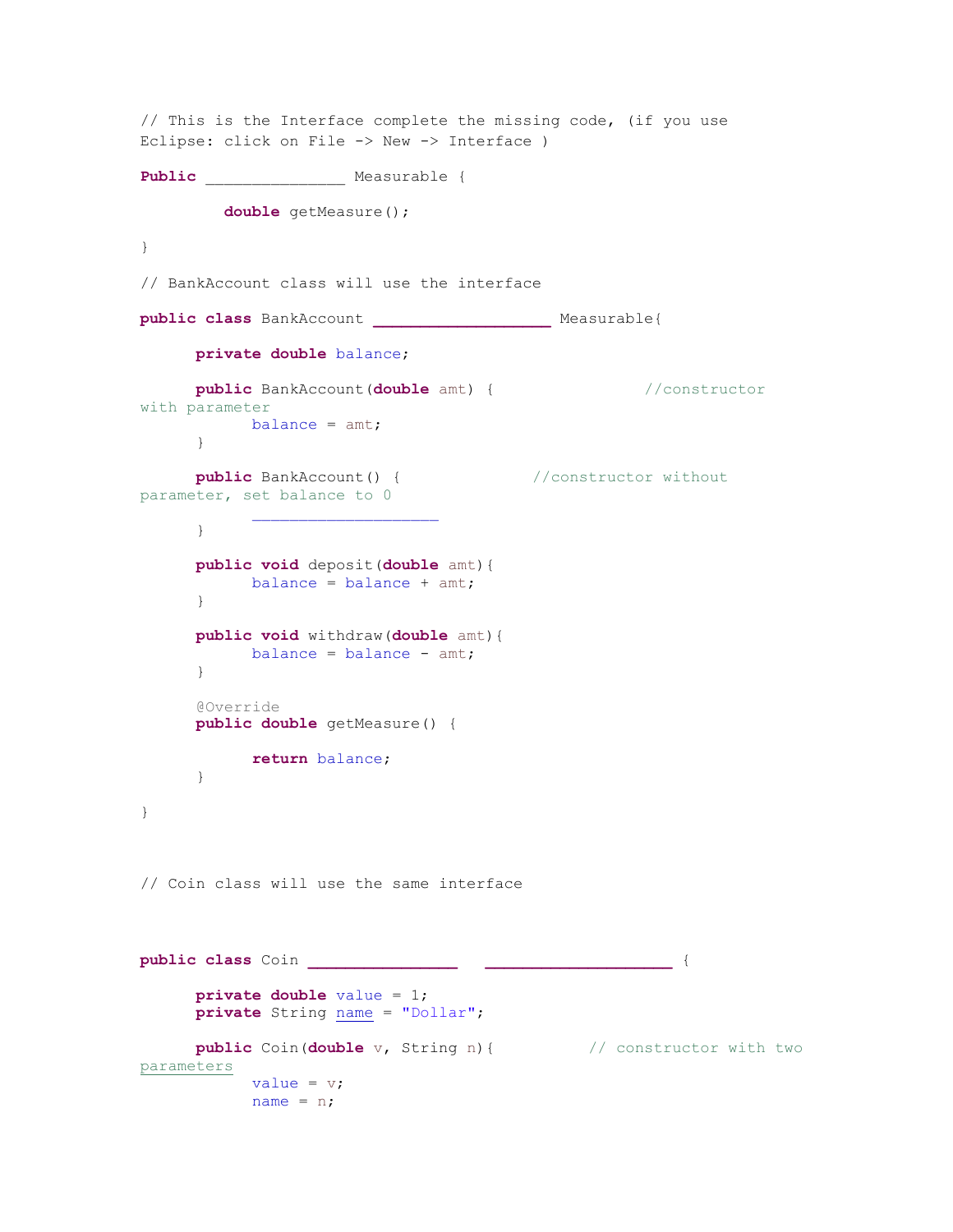```java
// This is the Interface complete the missing code, (if you use
Eclipse: click on File -> New -> Interface )

Public _______________ Measurable {

         double getMeasure();

}

// BankAccount class will use the interface

public class BankAccount ___________________ Measurable{

      private double balance;

      public BankAccount(double amt) {                //constructor
with parameter
            balance = amt;
      }

      public BankAccount() {              //constructor without
parameter, set balance to 0
            ____________________
      }

      public void deposit(double amt){
            balance = balance + amt;
      }

      public void withdraw(double amt){
            balance = balance - amt;
      }

      @Override
      public double getMeasure() {

            return balance;
      }

}



// Coin class will use the same interface



public class Coin ________________   ____________________ {

      private double value = 1;
      private String name = "Dollar";

      public Coin(double v, String n){          // constructor with two
parameters
            value = v;
            name = n;
```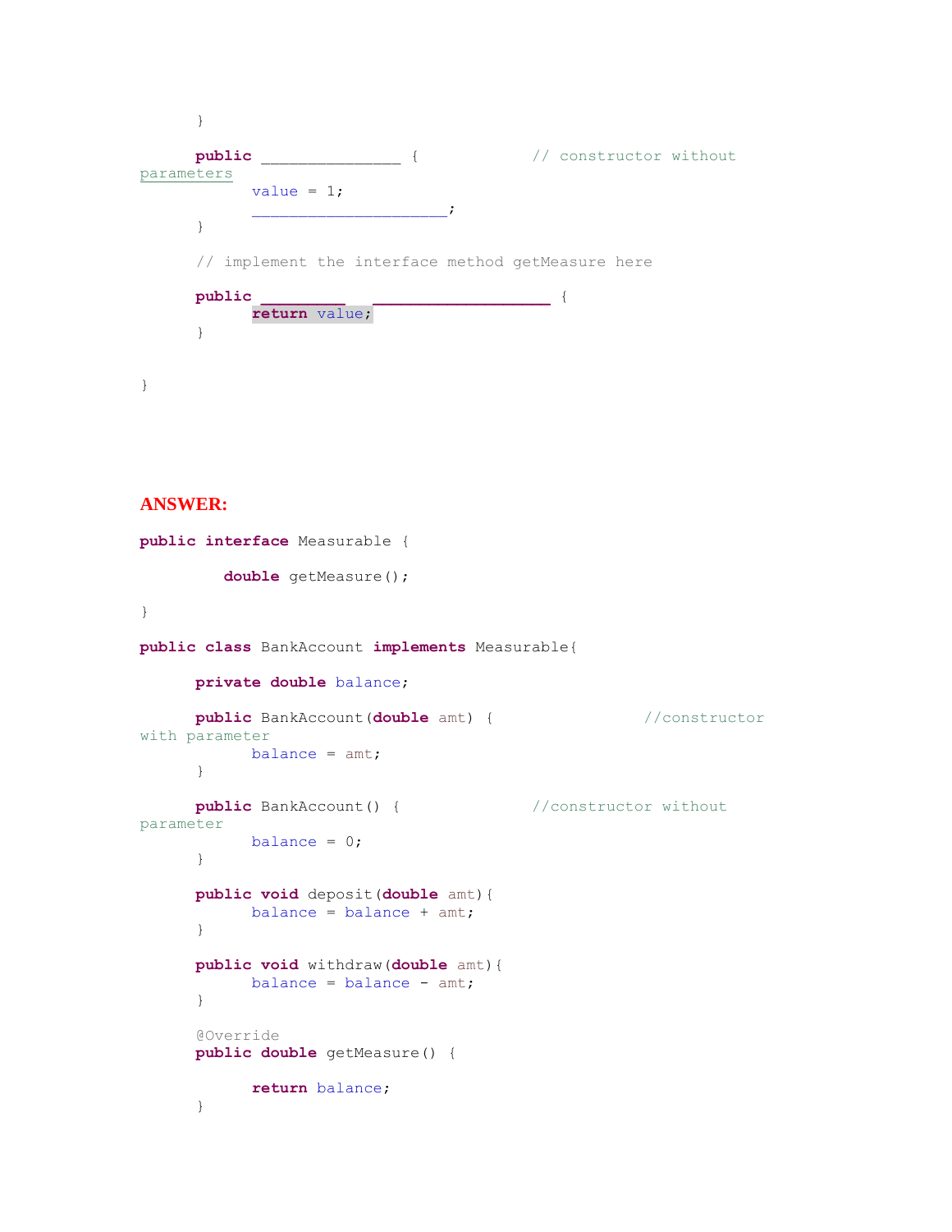```java
	}

	public _______________ {		// constructor without parameters
		value = 1;
		_____________________;
	}

	// implement the interface method getMeasure here

	public _________  ___________________ {
		return value;
	}


}
```

**ANSWER:**

```java
public interface Measurable {

	double getMeasure();

}

public class BankAccount implements Measurable{

	private double balance;

	public BankAccount(double amt) {		//constructor with parameter
		balance = amt;
	}

	public BankAccount() {		//constructor without parameter
		balance = 0;
	}

	public void deposit(double amt){
		balance = balance + amt;
	}

	public void withdraw(double amt){
		balance = balance - amt;
	}

	@Override
	public double getMeasure() {

		return balance;
	}
```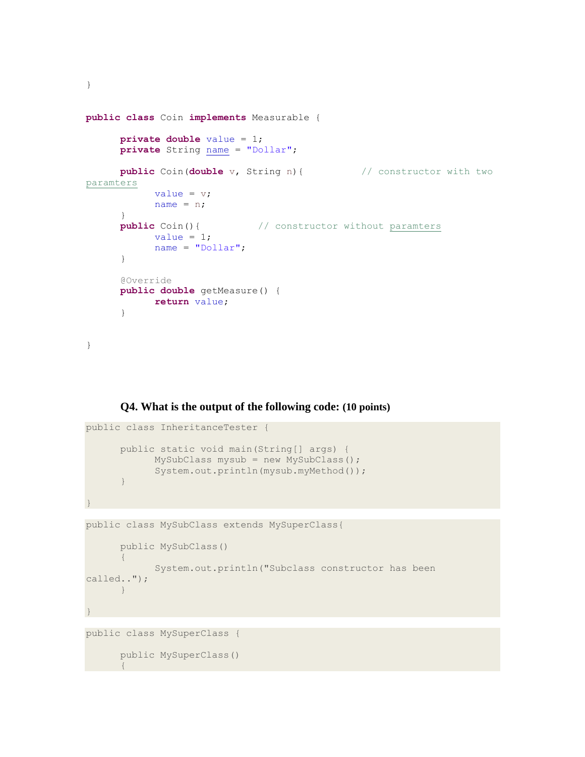```java
}


public class Coin implements Measurable {

	private double value = 1;
	private String name = "Dollar";

	public Coin(double v, String n){ 		// constructor with two paramters
		value = v;
		name = n;
	}
	public Coin(){ 		// constructor without paramters
		value = 1;
		name = "Dollar";
	}

	@Override
	public double getMeasure() {
		return value;
	}


}
```

**Q4. What is the output of the following code: (10 points)**

```java
public class InheritanceTester {

	public static void main(String[] args) {
		MySubClass mysub = new MySubClass();
		System.out.println(mysub.myMethod());
	}

}
```

```java
public class MySubClass extends MySuperClass{

	public MySubClass()
	{
		System.out.println("Subclass constructor has been called..");
	}

}
```

```java
public class MySuperClass {

	public MySuperClass()
	{
```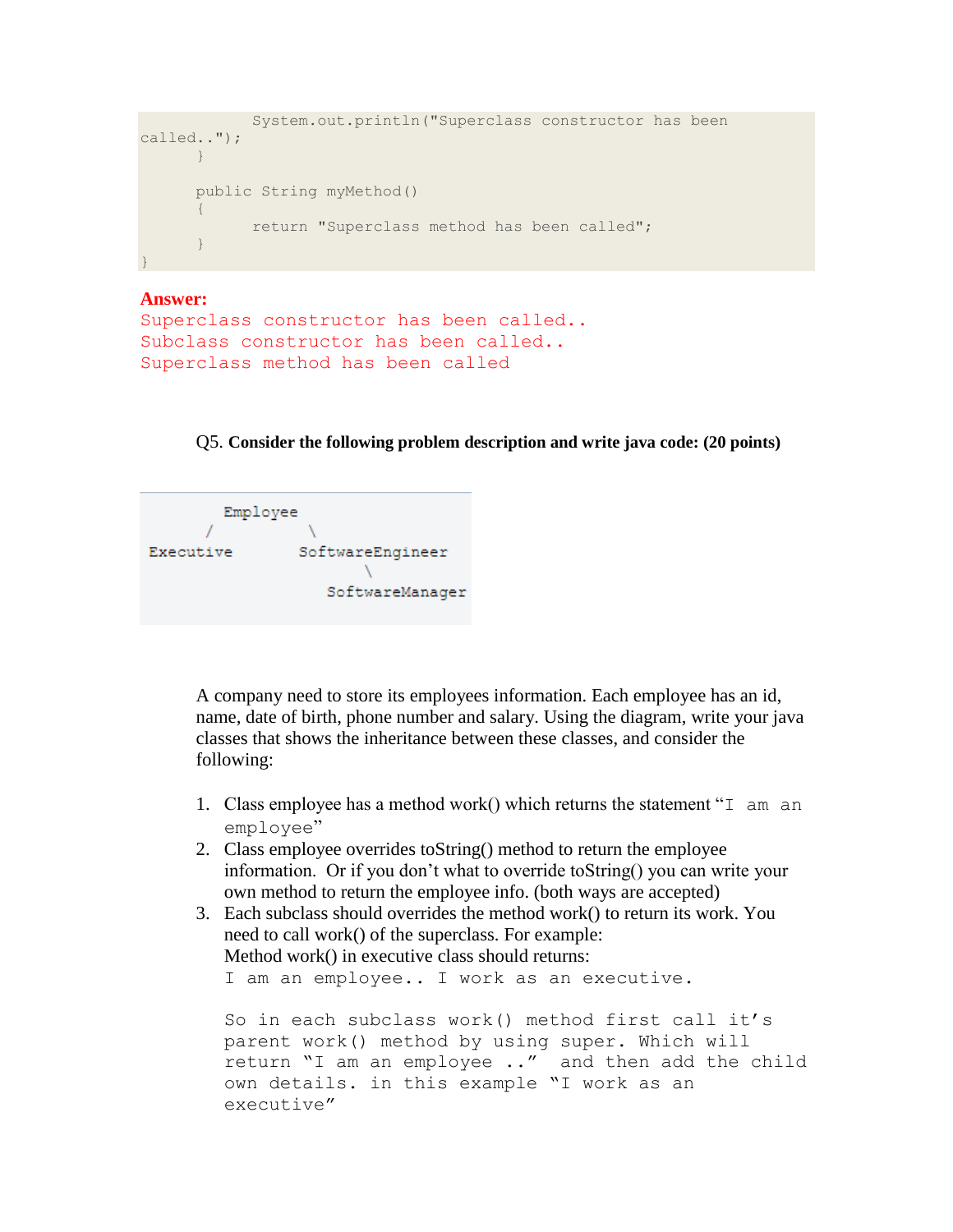```
            System.out.println("Superclass constructor has been
called..");
      }

      public String myMethod()
      {
            return "Superclass method has been called";
      }
}
```

**Answer:**

```
Superclass constructor has been called..
Subclass constructor has been called..
Superclass method has been called
```

Q5. **Consider the following problem description and write java code: (20 points)**

```
        Employee
      /          \
Executive       SoftwareEngineer
                     \
                  SoftwareManager
```

A company need to store its employees information. Each employee has an id, name, date of birth, phone number and salary. Using the diagram, write your java classes that shows the inheritance between these classes, and consider the following:

1. Class employee has a method work() which returns the statement "`I am an employee`"
2. Class employee overrides toString() method to return the employee information. Or if you don't what to override toString() you can write your own method to return the employee info. (both ways are accepted)
3. Each subclass should overrides the method work() to return its work. You need to call work() of the superclass. For example:
   Method work() in executive class should returns:
   `I am an employee.. I work as an executive.`

   `So in each subclass work() method first call it's parent work() method by using super. Which will return "I am an employee .." and then add the child own details. in this example "I work as an executive"`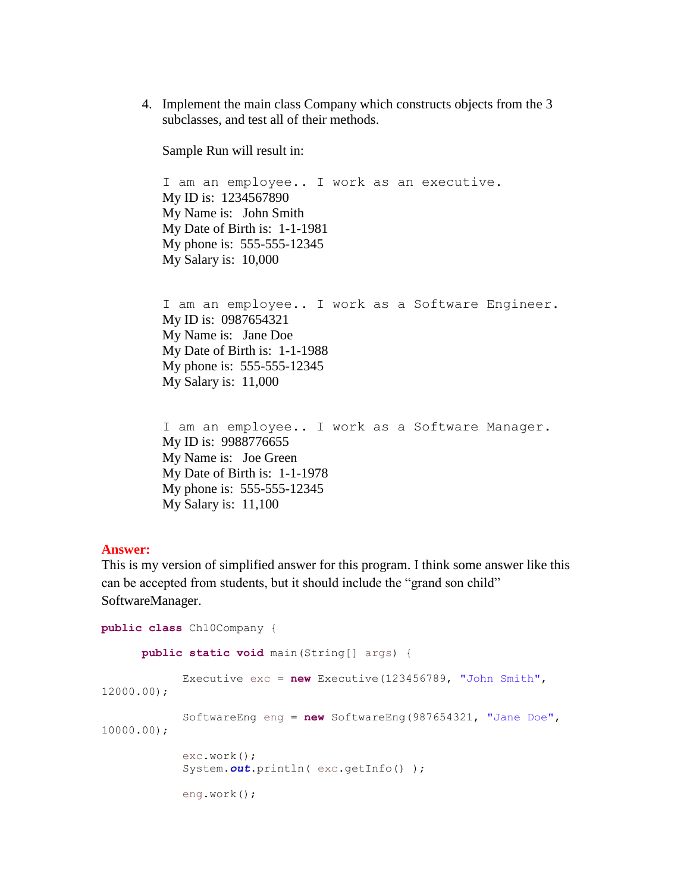4. Implement the main class Company which constructs objects from the 3 subclasses, and test all of their methods.

   Sample Run will result in:

   ```
   I am an employee.. I work as an executive.
   ```
   My ID is:  1234567890
   My Name is:   John Smith
   My Date of Birth is:  1-1-1981
   My phone is:  555-555-12345
   My Salary is:  10,000

   ```
   I am an employee.. I work as a Software Engineer.
   ```
   My ID is:  0987654321
   My Name is:   Jane Doe
   My Date of Birth is:  1-1-1988
   My phone is:  555-555-12345
   My Salary is:  11,000

   ```
   I am an employee.. I work as a Software Manager.
   ```
   My ID is:  9988776655
   My Name is:   Joe Green
   My Date of Birth is:  1-1-1978
   My phone is:  555-555-12345
   My Salary is:  11,100

**Answer:**
This is my version of simplified answer for this program. I think some answer like this can be accepted from students, but it should include the "grand son child" SoftwareManager.

```
public class Ch10Company {

      public static void main(String[] args) {

            Executive exc = new Executive(123456789, "John Smith", 
12000.00);

            SoftwareEng eng = new SoftwareEng(987654321, "Jane Doe", 
10000.00);

            exc.work();
            System.out.println( exc.getInfo() );

            eng.work();
```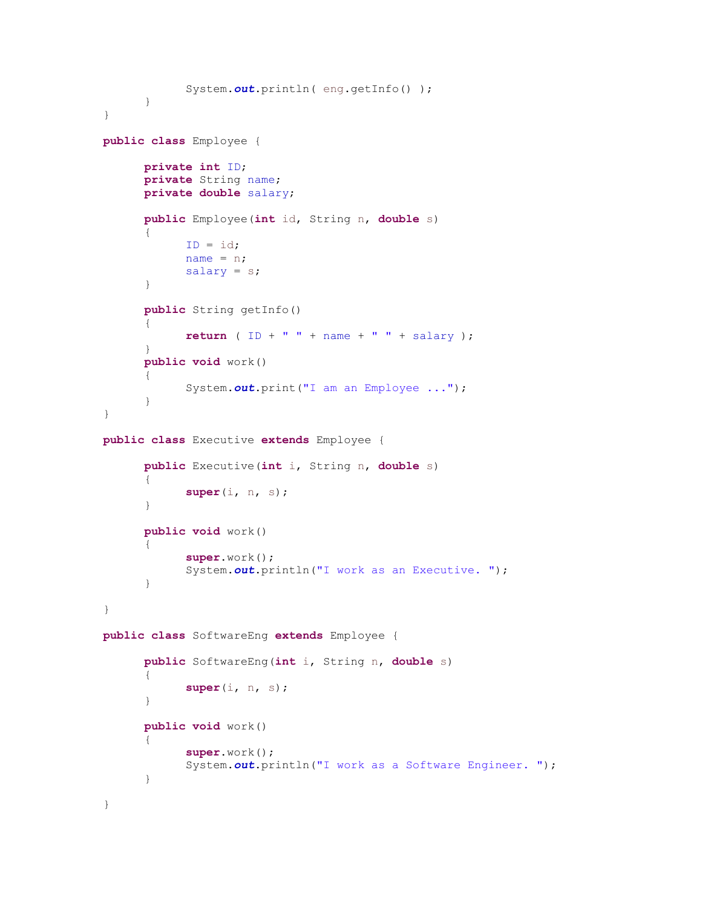```java
        System.out.println( eng.getInfo() );
    }
}

public class Employee {

    private int ID;
    private String name;
    private double salary;

    public Employee(int id, String n, double s)
    {
        ID = id;
        name = n;
        salary = s;
    }

    public String getInfo()
    {
        return ( ID + " " + name + " " + salary );
    }
    public void work()
    {
        System.out.print("I am an Employee ...");
    }
}

public class Executive extends Employee {

    public Executive(int i, String n, double s)
    {
        super(i, n, s);
    }

    public void work()
    {
        super.work();
        System.out.println("I work as an Executive. ");
    }

}

public class SoftwareEng extends Employee {

    public SoftwareEng(int i, String n, double s)
    {
        super(i, n, s);
    }

    public void work()
    {
        super.work();
        System.out.println("I work as a Software Engineer. ");
    }

}
```